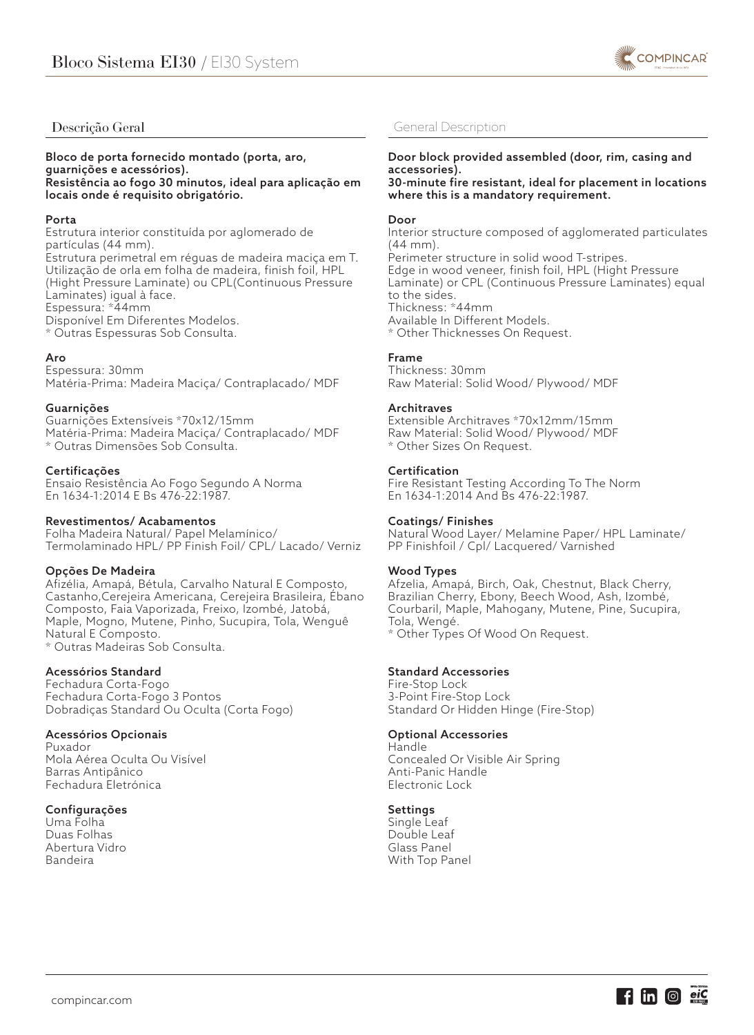# Bloco Sistema EI30 / EI30 System

## Descrição Geral

**Bloco de porta fornecido montado (porta, aro, guarnições e acessórios).**
**Resistência ao fogo 30 minutos, ideal para aplicação em locais onde é requisito obrigatório.**

**Porta**
Estrutura interior constituída por aglomerado de partículas (44 mm).
Estrutura perimetral em réguas de madeira maciça em T.
Utilização de orla em folha de madeira, finish foil, HPL (Hight Pressure Laminate) ou CPL(Continuous Pressure Laminates) igual à face.
Espessura: *44mm
Disponível Em Diferentes Modelos.
* Outras Espessuras Sob Consulta.

**Aro**
Espessura: 30mm
Matéria-Prima: Madeira Maciça/ Contraplacado/ MDF

**Guarnições**
Guarnições Extensíveis *70x12/15mm
Matéria-Prima: Madeira Maciça/ Contraplacado/ MDF
* Outras Dimensões Sob Consulta.

**Certificações**
Ensaio Resistência Ao Fogo Segundo A Norma En 1634-1:2014 E Bs 476-22:1987.

**Revestimentos/ Acabamentos**
Folha Madeira Natural/ Papel Melamínico/ Termolaminado HPL/ PP Finish Foil/ CPL/ Lacado/ Verniz

**Opções De Madeira**
Afizélia, Amapá, Bétula, Carvalho Natural E Composto, Castanho,Cerejeira Americana, Cerejeira Brasileira, Ébano Composto, Faia Vaporizada, Freixo, Izombé, Jatobá, Maple, Mogno, Mutene, Pinho, Sucupira, Tola, Wenguê Natural E Composto.
* Outras Madeiras Sob Consulta.

**Acessórios Standard**
Fechadura Corta-Fogo
Fechadura Corta-Fogo 3 Pontos
Dobradiças Standard Ou Oculta (Corta Fogo)

**Acessórios Opcionais**
Puxador
Mola Aérea Oculta Ou Visível
Barras Antipânico
Fechadura Eletrónica

**Configurações**
Uma Folha
Duas Folhas
Abertura Vidro
Bandeira

## General Description

**Door block provided assembled (door, rim, casing and accessories).**
**30-minute fire resistant, ideal for placement in locations where this is a mandatory requirement.**

**Door**
Interior structure composed of agglomerated particulates (44 mm).
Perimeter structure in solid wood T-stripes.
Edge in wood veneer, finish foil, HPL (Hight Pressure Laminate) or CPL (Continuous Pressure Laminates) equal to the sides.
Thickness: *44mm
Available In Different Models.
* Other Thicknesses On Request.

**Frame**
Thickness: 30mm
Raw Material: Solid Wood/ Plywood/ MDF

**Architraves**
Extensible Architraves *70x12mm/15mm
Raw Material: Solid Wood/ Plywood/ MDF
* Other Sizes On Request.

**Certification**
Fire Resistant Testing According To The Norm En 1634-1:2014 And Bs 476-22:1987.

**Coatings/ Finishes**
Natural Wood Layer/ Melamine Paper/ HPL Laminate/ PP Finishfoil / Cpl/ Lacquered/ Varnished

**Wood Types**
Afzelia, Amapá, Birch, Oak, Chestnut, Black Cherry, Brazilian Cherry, Ebony, Beech Wood, Ash, Izombé, Courbaril, Maple, Mahogany, Mutene, Pine, Sucupira, Tola, Wengé.
* Other Types Of Wood On Request.

**Standard Accessories**
Fire-Stop Lock
3-Point Fire-Stop Lock
Standard Or Hidden Hinge (Fire-Stop)

**Optional Accessories**
Handle
Concealed Or Visible Air Spring
Anti-Panic Handle
Electronic Lock

**Settings**
Single Leaf
Double Leaf
Glass Panel
With Top Panel

compincar.com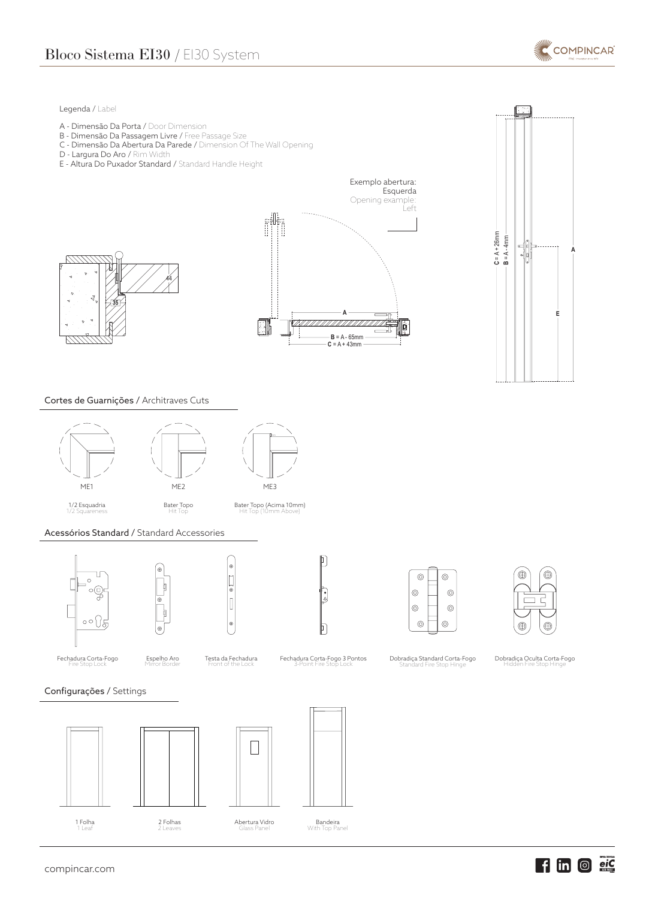# Bloco Sistema EI30 / EI30 System

Legenda / Label

- A - Dimensão Da Porta / Door Dimension
- B - Dimensão Da Passagem Livre / Free Passage Size
- C - Dimensão Da Abertura Da Parede / Dimension Of The Wall Opening
- D - Largura Do Aro / Rim Width
- E - Altura Do Puxador Standard / Standard Handle Height

44

35

Exemplo abertura: Esquerda
Opening example: Left

A

D

B = A - 65mm

C = A + 43mm

C = A + 26mm

B = A - 4mm

A

E

## Cortes de Guarnições / Architraves Cuts

ME1
1/2 Esquadria
1/2 Squareness

ME2
Bater Topo
Hit Top

ME3
Bater Topo (Acima 10mm)
Hit Top (10mm Above)

## Acessórios Standard / Standard Accessories

Fechadura Corta-Fogo
Fire Stop Lock

Espelho Aro
Mirror Border

Testa da Fechadura
Front of the Lock

Fechadura Corta-Fogo 3 Pontos
3-Point Fire Stop Lock

Dobradiça Standard Corta-Fogo
Standard Fire Stop Hinge

Dobradiça Oculta Corta-Fogo
Hidden Fire Stop Hinge

## Configurações / Settings

1 Folha
1 Leaf

2 Folhas
2 Leaves

Abertura Vidro
Glass Panel

Bandeira
With Top Panel

compincar.com